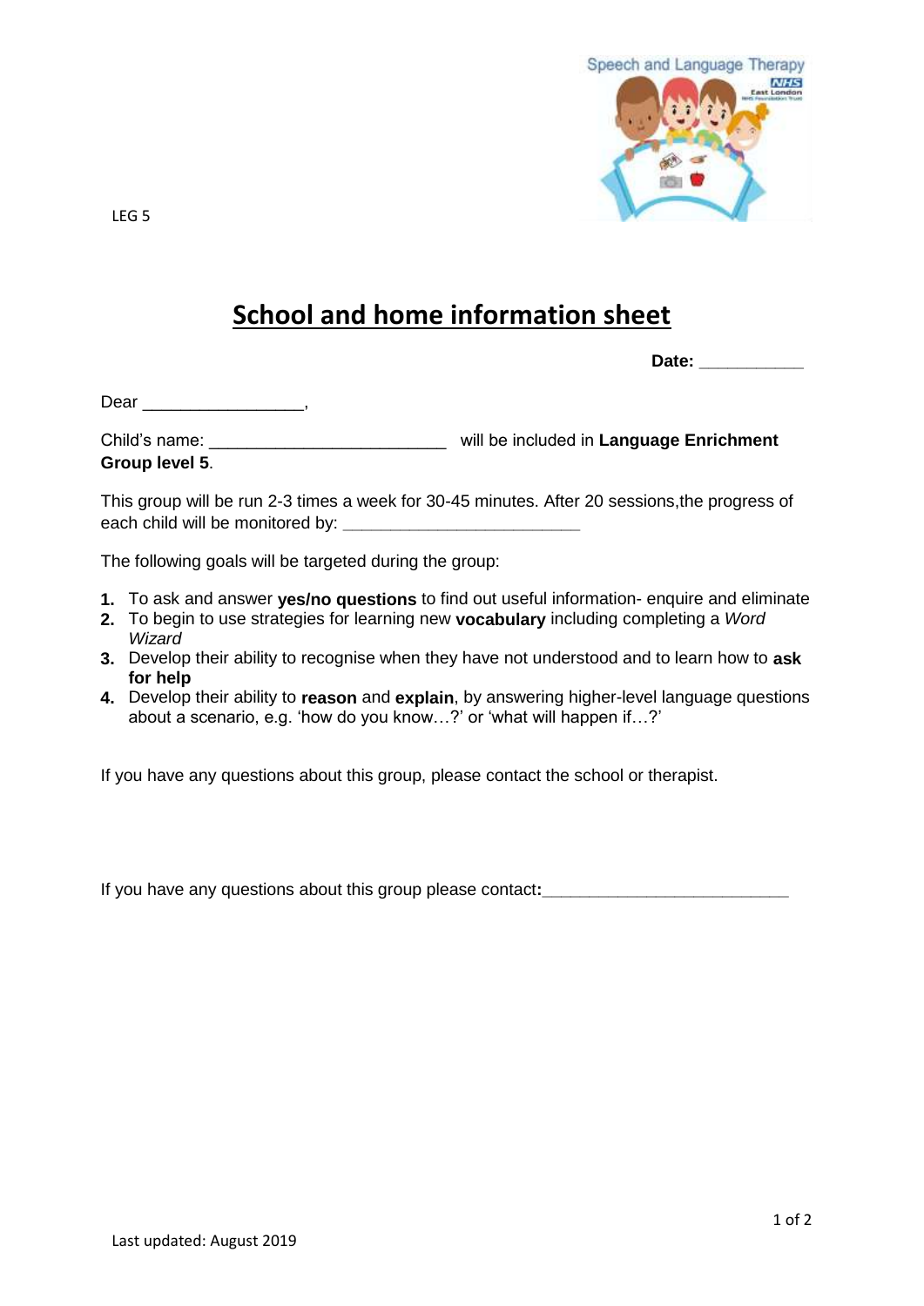LEG 5

# School and home information sheet

**Date:** ___________

Dear _________________,

Child's name: ________________________ will be included in **Language Enrichment Group level 5**.

This group will be run 2-3 times a week for 30-45 minutes. After 20 sessions,the progress of each child will be monitored by: ________________________

The following goals will be targeted during the group:

1. To ask and answer **yes/no questions** to find out useful information- enquire and eliminate
2. To begin to use strategies for learning new **vocabulary** including completing a *Word Wizard*
3. Develop their ability to recognise when they have not understood and to learn how to **ask for help**
4. Develop their ability to **reason** and **explain**, by answering higher-level language questions about a scenario, e.g. 'how do you know…?' or 'what will happen if…?'

If you have any questions about this group, please contact the school or therapist.

If you have any questions about this group please contact**:**__________________________

Last updated: August 2019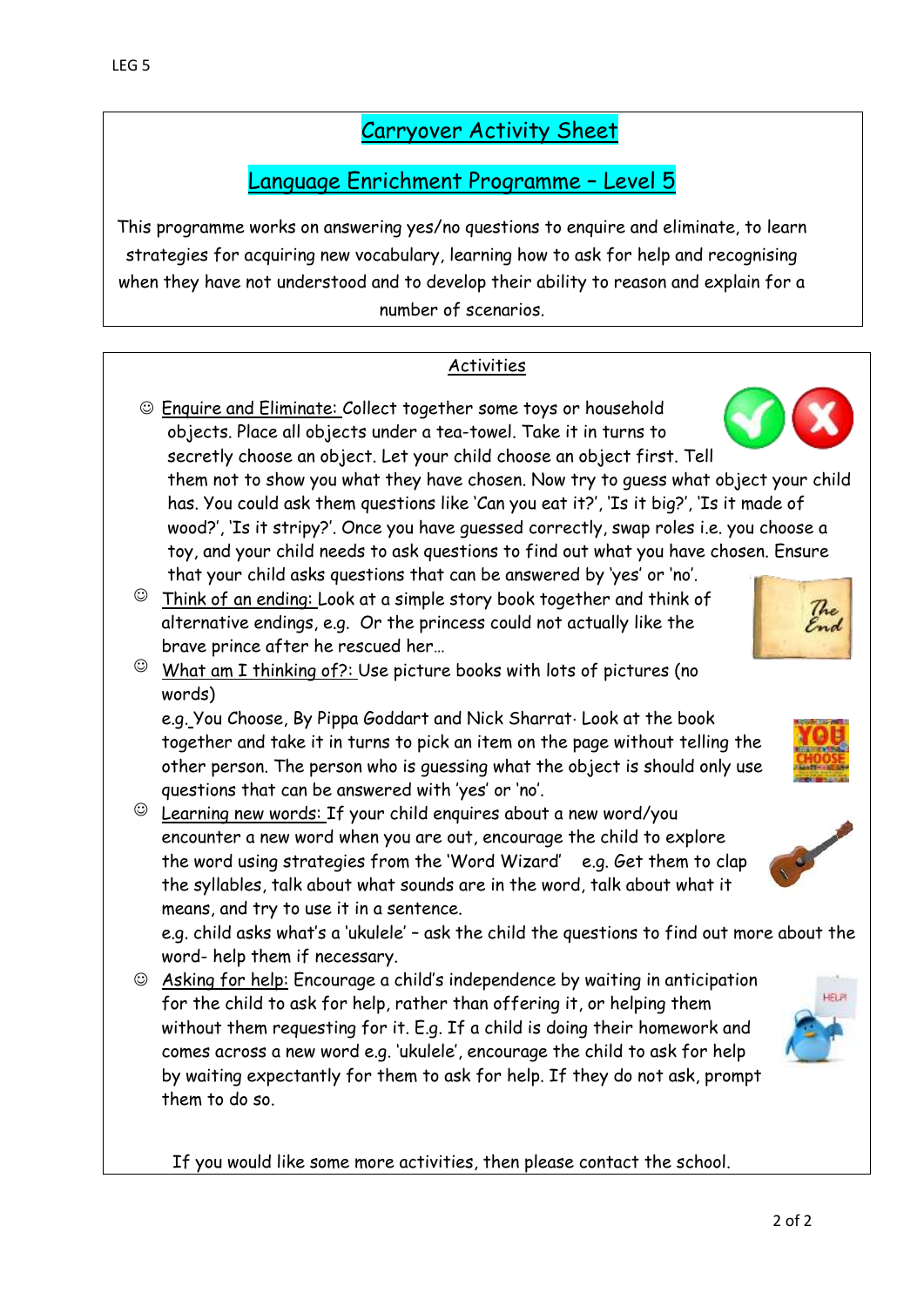LEG 5

# Carryover Activity Sheet

## Language Enrichment Programme – Level 5

This programme works on answering yes/no questions to enquire and eliminate, to learn strategies for acquiring new vocabulary, learning how to ask for help and recognising when they have not understood and to develop their ability to reason and explain for a number of scenarios.

## Activities

- ☺ Enquire and Eliminate: Collect together some toys or household objects. Place all objects under a tea-towel. Take it in turns to secretly choose an object. Let your child choose an object first. Tell them not to show you what they have chosen. Now try to guess what object your child has. You could ask them questions like 'Can you eat it?', 'Is it big?', 'Is it made of wood?', 'Is it stripy?'. Once you have guessed correctly, swap roles i.e. you choose a toy, and your child needs to ask questions to find out what you have chosen. Ensure that your child asks questions that can be answered by 'yes' or 'no'.
- ☺ Think of an ending: Look at a simple story book together and think of alternative endings, e.g. Or the princess could not actually like the brave prince after he rescued her…
- ☺ What am I thinking of?: Use picture books with lots of pictures (no words)
  e.g. You Choose, By Pippa Goddart and Nick Sharrat. Look at the book together and take it in turns to pick an item on the page without telling the other person. The person who is guessing what the object is should only use questions that can be answered with 'yes' or 'no'.
- ☺ Learning new words: If your child enquires about a new word/you encounter a new word when you are out, encourage the child to explore the word using strategies from the 'Word Wizard' e.g. Get them to clap the syllables, talk about what sounds are in the word, talk about what it means, and try to use it in a sentence.
  e.g. child asks what's a 'ukulele' – ask the child the questions to find out more about the word- help them if necessary.
- ☺ Asking for help: Encourage a child's independence by waiting in anticipation for the child to ask for help, rather than offering it, or helping them without them requesting for it. E.g. If a child is doing their homework and comes across a new word e.g. 'ukulele', encourage the child to ask for help by waiting expectantly for them to ask for help. If they do not ask, prompt them to do so.

If you would like some more activities, then please contact the school.